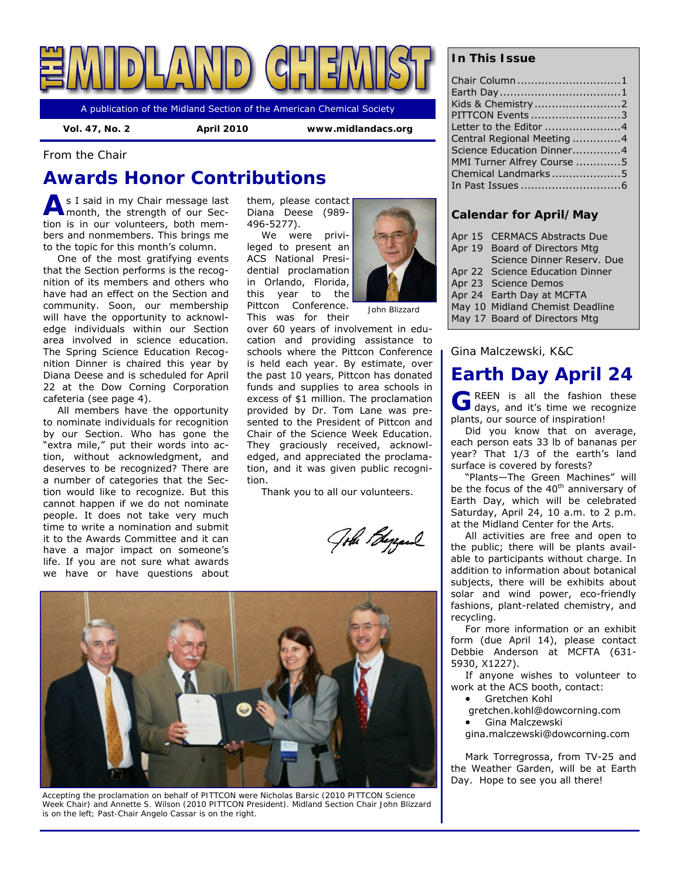# THE MIDLAND CHEMIST

A publication of the Midland Section of the American Chemical Society

**Vol. 47, No. 2** **April 2010** **www.midlandacs.org**

From the Chair

## Awards Honor Contributions

As I said in my Chair message last month, the strength of our Section is in our volunteers, both members and nonmembers. This brings me to the topic for this month's column.

One of the most gratifying events that the Section performs is the recognition of its members and others who have had an effect on the Section and community. Soon, our membership will have the opportunity to acknowledge individuals within our Section area involved in science education. The Spring Science Education Recognition Dinner is chaired this year by Diana Deese and is scheduled for April 22 at the Dow Corning Corporation cafeteria (see page 4).

All members have the opportunity to nominate individuals for recognition by our Section. Who has gone the "extra mile," put their words into action, without acknowledgment, and deserves to be recognized? There are a number of categories that the Section would like to recognize. But this cannot happen if we do not nominate people. It does not take very much time to write a nomination and submit it to the Awards Committee and it can have a major impact on someone's life. If you are not sure what awards we have or have questions about them, please contact Diana Deese (989-496-5277).

We were privileged to present an ACS National Presidential proclamation in Orlando, Florida, this year to the Pittcon Conference. This was for their over 60 years of involvement in education and providing assistance to schools where the Pittcon Conference is held each year. By estimate, over the past 10 years, Pittcon has donated funds and supplies to area schools in excess of $1 million. The proclamation provided by Dr. Tom Lane was presented to the President of Pittcon and Chair of the Science Week Education. They graciously received, acknowledged, and appreciated the proclamation, and it was given public recognition.

John Blizzard

Thank you to all our volunteers.

*John Blizzard*

Accepting the proclamation on behalf of PITTCON were Nicholas Barsic (2010 PITTCON Science Week Chair) and Annette S. Wilson (2010 PITTCON President). Midland Section Chair John Blizzard is on the left; Past-Chair Angelo Cassar is on the right.

### In This Issue

- Chair Column ............................. 1
- Earth Day ................................... 1
- Kids & Chemistry ......................... 2
- PITTCON Events .......................... 3
- Letter to the Editor ...................... 4
- Central Regional Meeting .............. 4
- Science Education Dinner.............. 4
- MMI Turner Alfrey Course ............. 5
- Chemical Landmarks .................... 5
- In Past Issues ............................. 6

### Calendar for April/May

| | |
|---|---|
| Apr 15 | CERMACS Abstracts Due |
| Apr 19 | Board of Directors Mtg<br>Science Dinner Reserv. Due |
| Apr 22 | Science Education Dinner |
| Apr 23 | Science Demos |
| Apr 24 | Earth Day at MCFTA |
| May 10 | Midland Chemist Deadline |
| May 17 | Board of Directors Mtg |

Gina Malczewski, K&C

## Earth Day April 24

GREEN is all the fashion these days, and it's time we recognize plants, our source of inspiration!

Did you know that on average, each person eats 33 lb of bananas per year? That 1/3 of the earth's land surface is covered by forests?

"Plants—The Green Machines" will be the focus of the 40th anniversary of Earth Day, which will be celebrated Saturday, April 24, 10 a.m. to 2 p.m. at the Midland Center for the Arts.

All activities are free and open to the public; there will be plants available to participants without charge. In addition to information about botanical subjects, there will be exhibits about solar and wind power, eco-friendly fashions, plant-related chemistry, and recycling.

For more information or an exhibit form (due April 14), please contact Debbie Anderson at MCFTA (631-5930, X1227).

If anyone wishes to volunteer to work at the ACS booth, contact:

- Gretchen Kohl
  gretchen.kohl@dowcorning.com
- Gina Malczewski
  gina.malczewski@dowcorning.com

Mark Torregrossa, from TV-25 and the Weather Garden, will be at Earth Day. Hope to see you all there!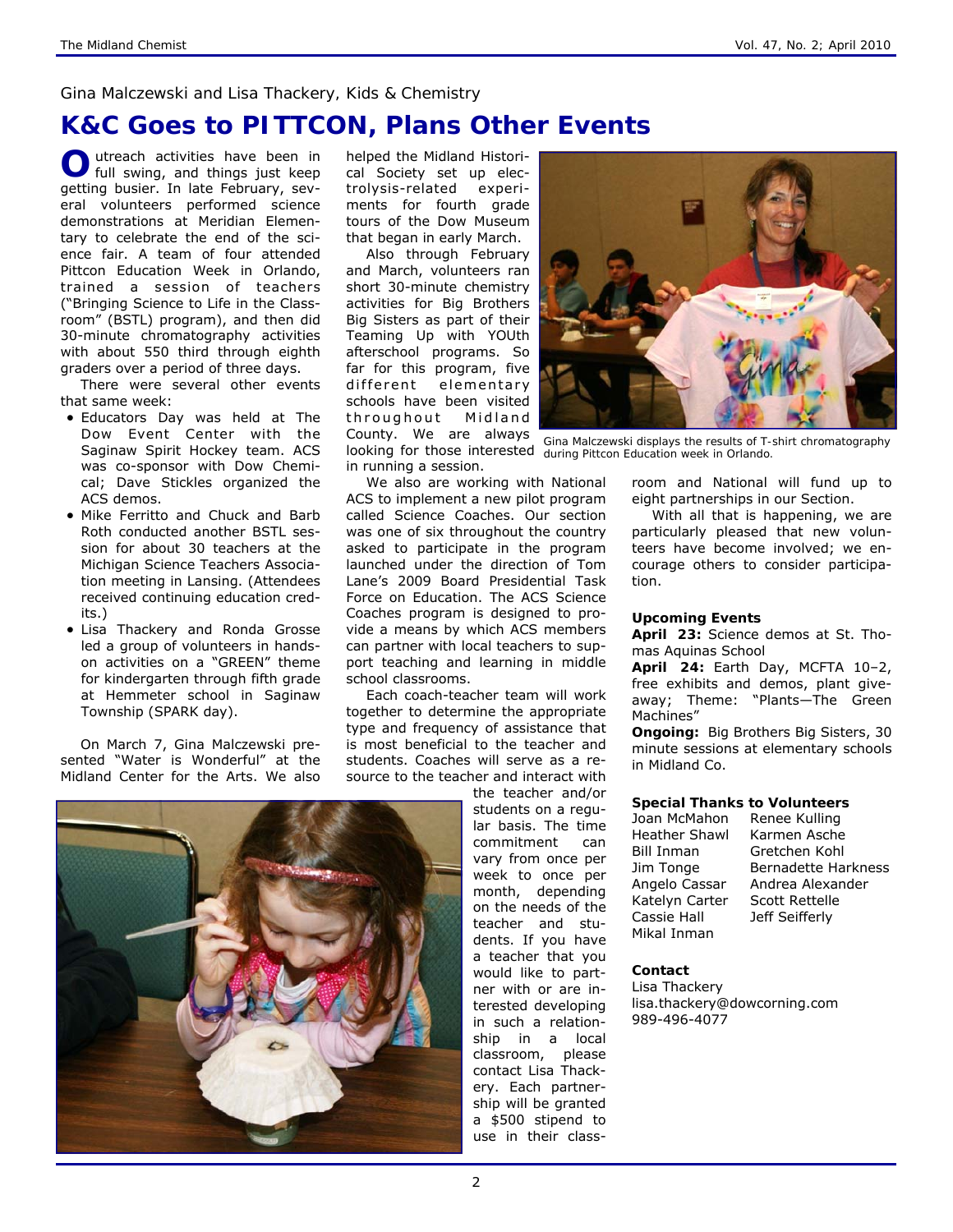Gina Malczewski and Lisa Thackery, Kids & Chemistry

# K&C Goes to PITTCON, Plans Other Events

Outreach activities have been in full swing, and things just keep getting busier. In late February, several volunteers performed science demonstrations at Meridian Elementary to celebrate the end of the science fair. A team of four attended Pittcon Education Week in Orlando, trained a session of teachers ("Bringing Science to Life in the Classroom" (BSTL) program), and then did 30-minute chromatography activities with about 550 third through eighth graders over a period of three days.

There were several other events that same week:

- Educators Day was held at The Dow Event Center with the Saginaw Spirit Hockey team. ACS was co-sponsor with Dow Chemical; Dave Stickles organized the ACS demos.
- Mike Ferritto and Chuck and Barb Roth conducted another BSTL session for about 30 teachers at the Michigan Science Teachers Association meeting in Lansing. (Attendees received continuing education credits.)
- Lisa Thackery and Ronda Grosse led a group of volunteers in hands-on activities on a "GREEN" theme for kindergarten through fifth grade at Hemmeter school in Saginaw Township (SPARK day).

On March 7, Gina Malczewski presented "Water is Wonderful" at the Midland Center for the Arts. We also helped the Midland Historical Society set up electrolysis-related experiments for fourth grade tours of the Dow Museum that began in early March.

Also through February and March, volunteers ran short 30-minute chemistry activities for Big Brothers Big Sisters as part of their Teaming Up with YOUth afterschool programs. So far for this program, five different elementary schools have been visited throughout Midland County. We are always looking for those interested in running a session.

Gina Malczewski displays the results of T-shirt chromatography during Pittcon Education week in Orlando.

We also are working with National ACS to implement a new pilot program called Science Coaches. Our section was one of six throughout the country asked to participate in the program launched under the direction of Tom Lane's 2009 Board Presidential Task Force on Education. The ACS Science Coaches program is designed to provide a means by which ACS members can partner with local teachers to support teaching and learning in middle school classrooms.

Each coach-teacher team will work together to determine the appropriate type and frequency of assistance that is most beneficial to the teacher and students. Coaches will serve as a resource to the teacher and interact with the teacher and/or students on a regular basis. The time commitment can vary from once per week to once per month, depending on the needs of the teacher and students. If you have a teacher that you would like to partner with or are interested developing in such a relationship in a local classroom, please contact Lisa Thackery. Each partnership will be granted a $500 stipend to use in their classroom and National will fund up to eight partnerships in our Section.

With all that is happening, we are particularly pleased that new volunteers have become involved; we encourage others to consider participation.

### Upcoming Events

**April 23:** Science demos at St. Thomas Aquinas School

**April 24:** Earth Day, MCFTA 10–2, free exhibits and demos, plant giveaway; Theme: "Plants—The Green Machines"

**Ongoing:** Big Brothers Big Sisters, 30 minute sessions at elementary schools in Midland Co.

### Special Thanks to Volunteers

| | |
|---|---|
| Joan McMahon | Renee Kulling |
| Heather Shawl | Karmen Asche |
| Bill Inman | Gretchen Kohl |
| Jim Tonge | Bernadette Harkness |
| Angelo Cassar | Andrea Alexander |
| Katelyn Carter | Scott Rettelle |
| Cassie Hall | Jeff Seifferly |
| Mikal Inman | |

### Contact

Lisa Thackery
lisa.thackery@dowcorning.com
989-496-4077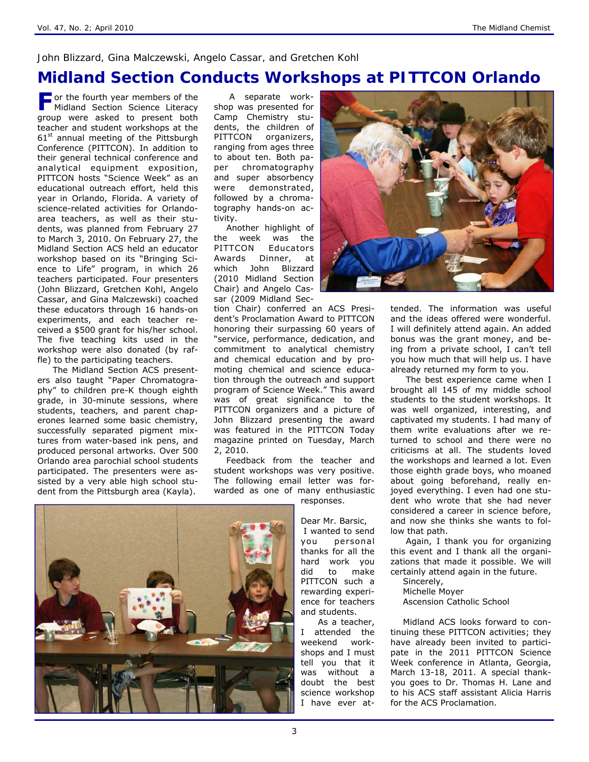John Blizzard, Gina Malczewski, Angelo Cassar, and Gretchen Kohl

# Midland Section Conducts Workshops at PITTCON Orlando

For the fourth year members of the Midland Section Science Literacy group were asked to present both teacher and student workshops at the 61st annual meeting of the Pittsburgh Conference (PITTCON). In addition to their general technical conference and analytical equipment exposition, PITTCON hosts "Science Week" as an educational outreach effort, held this year in Orlando, Florida. A variety of science-related activities for Orlando-area teachers, as well as their students, was planned from February 27 to March 3, 2010. On February 27, the Midland Section ACS held an educator workshop based on its "Bringing Science to Life" program, in which 26 teachers participated. Four presenters (John Blizzard, Gretchen Kohl, Angelo Cassar, and Gina Malczewski) coached these educators through 16 hands-on experiments, and each teacher received a $500 grant for his/her school. The five teaching kits used in the workshop were also donated (by raffle) to the participating teachers.

The Midland Section ACS presenters also taught "Paper Chromatography" to children pre-K though eighth grade, in 30-minute sessions, where students, teachers, and parent chaperones learned some basic chemistry, successfully separated pigment mixtures from water-based ink pens, and produced personal artworks. Over 500 Orlando area parochial school students participated. The presenters were assisted by a very able high school student from the Pittsburgh area (Kayla).

A separate workshop was presented for Camp Chemistry students, the children of PITTCON organizers, ranging from ages three to about ten. Both paper chromatography and super absorbency were demonstrated, followed by a chromatography hands-on activity.

Another highlight of the week was the PITTCON Educators Awards Dinner, at which John Blizzard (2010 Midland Section Chair) and Angelo Cassar (2009 Midland Section Chair) conferred an ACS President's Proclamation Award to PITTCON honoring their surpassing 60 years of "service, performance, dedication, and commitment to analytical chemistry and chemical education and by promoting chemical and science education through the outreach and support program of Science Week." This award was of great significance to the PITTCON organizers and a picture of John Blizzard presenting the award was featured in the PITTCON Today magazine printed on Tuesday, March 2, 2010.

Feedback from the teacher and student workshops was very positive. The following email letter was forwarded as one of many enthusiastic responses.

Dear Mr. Barsic,

I wanted to send you personal thanks for all the hard work you did to make PITTCON such a rewarding experience for teachers and students.

As a teacher, I attended the weekend workshops and I must tell you that it was without a doubt the best science workshop I have ever attended. The information was useful and the ideas offered were wonderful. I will definitely attend again. An added bonus was the grant money, and being from a private school, I can't tell you how much that will help us. I have already returned my form to you.

The best experience came when I brought all 145 of my middle school students to the student workshops. It was well organized, interesting, and captivated my students. I had many of them write evaluations after we returned to school and there were no criticisms at all. The students loved the workshops and learned a lot. Even those eighth grade boys, who moaned about going beforehand, really enjoyed everything. I even had one student who wrote that she had never considered a career in science before, and now she thinks she wants to follow that path.

Again, I thank you for organizing this event and I thank all the organizations that made it possible. We will certainly attend again in the future.

Sincerely,
Michelle Moyer
Ascension Catholic School

Midland ACS looks forward to continuing these PITTCON activities; they have already been invited to participate in the 2011 PITTCON Science Week conference in Atlanta, Georgia, March 13-18, 2011. A special thank-you goes to Dr. Thomas H. Lane and to his ACS staff assistant Alicia Harris for the ACS Proclamation.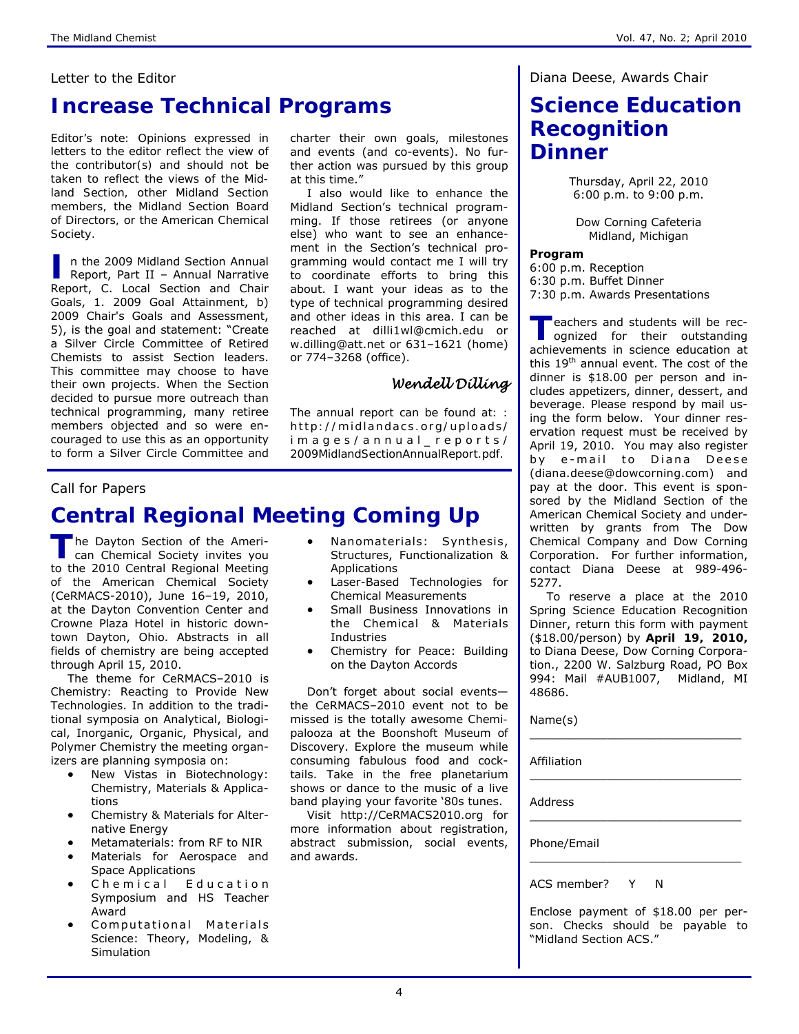Letter to the Editor

# Increase Technical Programs

Editor's note: Opinions expressed in letters to the editor reflect the view of the contributor(s) and should not be taken to reflect the views of the Midland Section, other Midland Section members, the Midland Section Board of Directors, or the American Chemical Society.

In the 2009 Midland Section Annual Report, Part II – Annual Narrative Report, C. Local Section and Chair Goals, 1. 2009 Goal Attainment, b) 2009 Chair's Goals and Assessment, 5), is the goal and statement: "Create a Silver Circle Committee of Retired Chemists to assist Section leaders. This committee may choose to have their own projects. When the Section decided to pursue more outreach than technical programming, many retiree members objected and so were encouraged to use this as an opportunity to form a Silver Circle Committee and charter their own goals, milestones and events (and co-events). No further action was pursued by this group at this time."

I also would like to enhance the Midland Section's technical programming. If those retirees (or anyone else) who want to see an enhancement in the Section's technical programming would contact me I will try to coordinate efforts to bring this about. I want your ideas as to the type of technical programming desired and other ideas in this area. I can be reached at dilli1wl@cmich.edu or w.dilling@att.net or 631–1621 (home) or 774–3268 (office).

*Wendell Dilling*

The annual report can be found at: : http://midlandacs.org/uploads/images/annual_reports/2009MidlandSectionAnnualReport.pdf.

Call for Papers

# Central Regional Meeting Coming Up

The Dayton Section of the American Chemical Society invites you to the 2010 Central Regional Meeting of the American Chemical Society (CeRMACS-2010), June 16–19, 2010, at the Dayton Convention Center and Crowne Plaza Hotel in historic downtown Dayton, Ohio. Abstracts in all fields of chemistry are being accepted through April 15, 2010.

The theme for CeRMACS–2010 is Chemistry: Reacting to Provide New Technologies. In addition to the traditional symposia on Analytical, Biological, Inorganic, Organic, Physical, and Polymer Chemistry the meeting organizers are planning symposia on:

- New Vistas in Biotechnology: Chemistry, Materials & Applications
- Chemistry & Materials for Alternative Energy
- Metamaterials: from RF to NIR
- Materials for Aerospace and Space Applications
- Chemical Education Symposium and HS Teacher Award
- Computational Materials Science: Theory, Modeling, & Simulation
- Nanomaterials: Synthesis, Structures, Functionalization & Applications
- Laser-Based Technologies for Chemical Measurements
- Small Business Innovations in the Chemical & Materials Industries
- Chemistry for Peace: Building on the Dayton Accords

Don't forget about social events—the CeRMACS–2010 event not to be missed is the totally awesome Chemipalooza at the Boonshoft Museum of Discovery. Explore the museum while consuming fabulous food and cocktails. Take in the free planetarium shows or dance to the music of a live band playing your favorite '80s tunes.

Visit http://CeRMACS2010.org for more information about registration, abstract submission, social events, and awards.

Diana Deese, Awards Chair

# Science Education Recognition Dinner

Thursday, April 22, 2010
6:00 p.m. to 9:00 p.m.

Dow Corning Cafeteria
Midland, Michigan

**Program**
6:00 p.m. Reception
6:30 p.m. Buffet Dinner
7:30 p.m. Awards Presentations

Teachers and students will be recognized for their outstanding achievements in science education at this 19th annual event. The cost of the dinner is $18.00 per person and includes appetizers, dinner, dessert, and beverage. Please respond by mail using the form below. Your dinner reservation request must be received by April 19, 2010. You may also register by e-mail to Diana Deese (diana.deese@dowcorning.com) and pay at the door. This event is sponsored by the Midland Section of the American Chemical Society and underwritten by grants from The Dow Chemical Company and Dow Corning Corporation. For further information, contact Diana Deese at 989-496-5277.

To reserve a place at the 2010 Spring Science Education Recognition Dinner, return this form with payment ($18.00/person) by **April 19, 2010,** to Diana Deese, Dow Corning Corporation., 2200 W. Salzburg Road, PO Box 994: Mail #AUB1007, Midland, MI 48686.

Name(s) ______________________________

Affiliation ______________________________

Address ______________________________

Phone/Email ______________________________

ACS member? Y N

Enclose payment of $18.00 per person. Checks should be payable to "Midland Section ACS."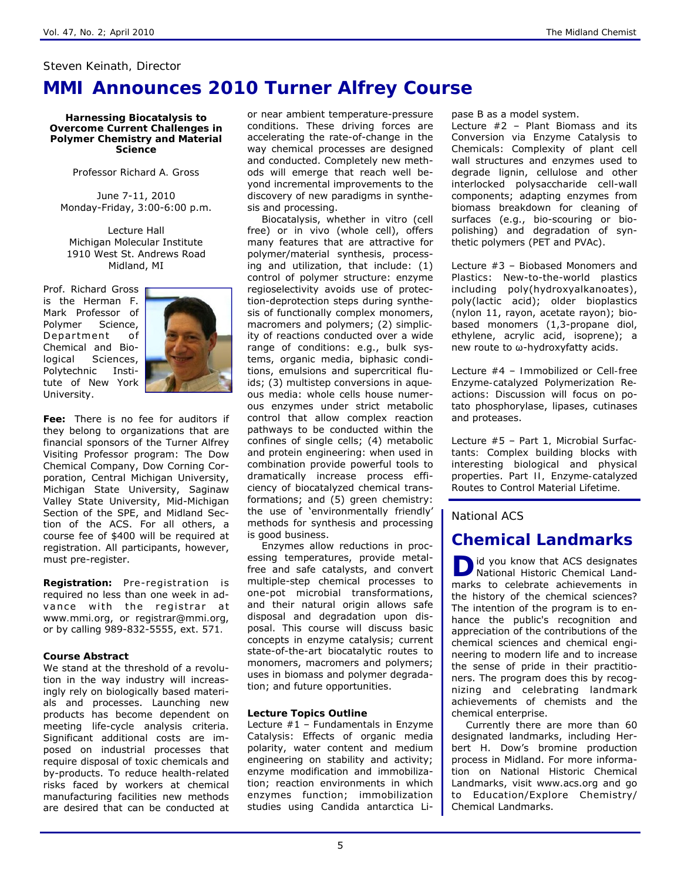Steven Keinath, Director

# MMI Announces 2010 Turner Alfrey Course

**Harnessing Biocatalysis to Overcome Current Challenges in Polymer Chemistry and Material Science**

Professor Richard A. Gross

June 7-11, 2010
Monday-Friday, 3:00-6:00 p.m.

Lecture Hall
Michigan Molecular Institute
1910 West St. Andrews Road
Midland, MI

Prof. Richard Gross is the Herman F. Mark Professor of Polymer Science, Department of Chemical and Biological Sciences, Polytechnic Institute of New York University.

**Fee:** There is no fee for auditors if they belong to organizations that are financial sponsors of the Turner Alfrey Visiting Professor program: The Dow Chemical Company, Dow Corning Corporation, Central Michigan University, Michigan State University, Saginaw Valley State University, Mid-Michigan Section of the SPE, and Midland Section of the ACS. For all others, a course fee of $400 will be required at registration. All participants, however, must pre-register.

**Registration:** Pre-registration is required no less than one week in advance with the registrar at www.mmi.org, or registrar@mmi.org, or by calling 989-832-5555, ext. 571.

**Course Abstract**

We stand at the threshold of a revolution in the way industry will increasingly rely on biologically based materials and processes. Launching new products has become dependent on meeting life-cycle analysis criteria. Significant additional costs are imposed on industrial processes that require disposal of toxic chemicals and by-products. To reduce health-related risks faced by workers at chemical manufacturing facilities new methods are desired that can be conducted at or near ambient temperature-pressure conditions. These driving forces are accelerating the rate-of-change in the way chemical processes are designed and conducted. Completely new methods will emerge that reach well beyond incremental improvements to the discovery of new paradigms in synthesis and processing.

Biocatalysis, whether in vitro (cell free) or in vivo (whole cell), offers many features that are attractive for polymer/material synthesis, processing and utilization, that include: (1) control of polymer structure: enzyme regioselectivity avoids use of protection-deprotection steps during synthesis of functionally complex monomers, macromers and polymers; (2) simplicity of reactions conducted over a wide range of conditions: e.g., bulk systems, organic media, biphasic conditions, emulsions and supercritical fluids; (3) multistep conversions in aqueous media: whole cells house numerous enzymes under strict metabolic control that allow complex reaction pathways to be conducted within the confines of single cells; (4) metabolic and protein engineering: when used in combination provide powerful tools to dramatically increase process efficiency of biocatalyzed chemical transformations; and (5) green chemistry: the use of 'environmentally friendly' methods for synthesis and processing is good business.

Enzymes allow reductions in processing temperatures, provide metal-free and safe catalysts, and convert multiple-step chemical processes to one-pot microbial transformations, and their natural origin allows safe disposal and degradation upon disposal. This course will discuss basic concepts in enzyme catalysis; current state-of-the-art biocatalytic routes to monomers, macromers and polymers; uses in biomass and polymer degradation; and future opportunities.

**Lecture Topics Outline**

Lecture #1 – Fundamentals in Enzyme Catalysis: Effects of organic media polarity, water content and medium engineering on stability and activity; enzyme modification and immobilization; reaction environments in which enzymes function; immobilization studies using Candida antarctica Lipase B as a model system.

Lecture #2 – Plant Biomass and its Conversion via Enzyme Catalysis to Chemicals: Complexity of plant cell wall structures and enzymes used to degrade lignin, cellulose and other interlocked polysaccharide cell-wall components; adapting enzymes from biomass breakdown for cleaning of surfaces (e.g., bio-scouring or bio-polishing) and degradation of synthetic polymers (PET and PVAc).

Lecture #3 – Biobased Monomers and Plastics: New-to-the-world plastics including poly(hydroxyalkanoates), poly(lactic acid); older bioplastics (nylon 11, rayon, acetate rayon); biobased monomers (1,3-propane diol, ethylene, acrylic acid, isoprene); a new route to ω-hydroxyfatty acids.

Lecture #4 – Immobilized or Cell-free Enzyme-catalyzed Polymerization Reactions: Discussion will focus on potato phosphorylase, lipases, cutinases and proteases.

Lecture #5 – Part 1, Microbial Surfactants: Complex building blocks with interesting biological and physical properties. Part II, Enzyme-catalyzed Routes to Control Material Lifetime.

National ACS

# Chemical Landmarks

Did you know that ACS designates National Historic Chemical Landmarks to celebrate achievements in the history of the chemical sciences? The intention of the program is to enhance the public's recognition and appreciation of the contributions of the chemical sciences and chemical engineering to modern life and to increase the sense of pride in their practitioners. The program does this by recognizing and celebrating landmark achievements of chemists and the chemical enterprise.

Currently there are more than 60 designated landmarks, including Herbert H. Dow's bromine production process in Midland. For more information on National Historic Chemical Landmarks, visit www.acs.org and go to Education/Explore Chemistry/Chemical Landmarks.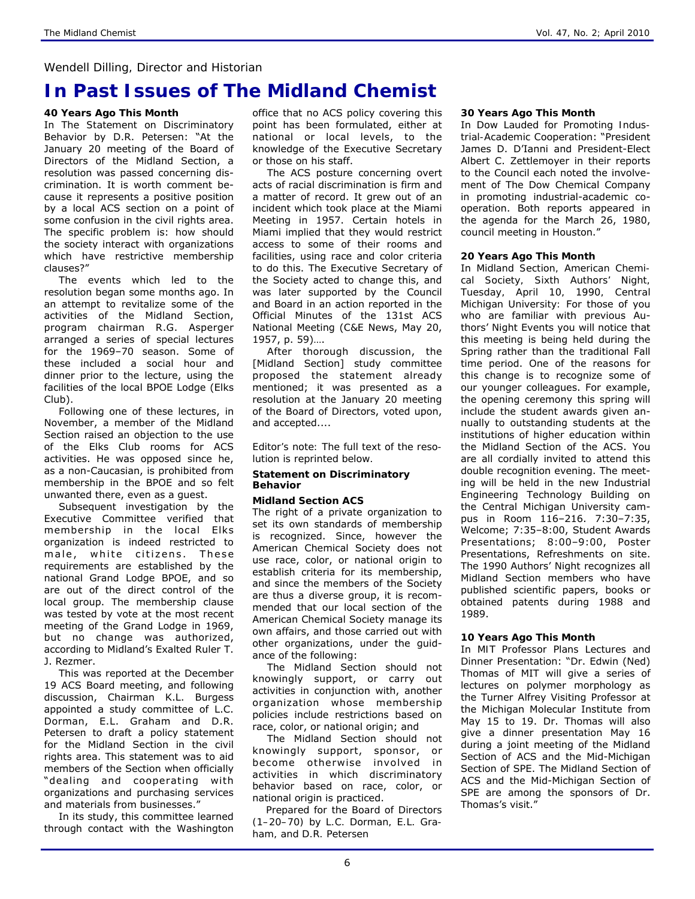Wendell Dilling, Director and Historian

# In Past Issues of The Midland Chemist

### 40 Years Ago This Month

In The Statement on Discriminatory Behavior by D.R. Petersen: "At the January 20 meeting of the Board of Directors of the Midland Section, a resolution was passed concerning discrimination. It is worth comment because it represents a positive position by a local ACS section on a point of some confusion in the civil rights area. The specific problem is: how should the society interact with organizations which have restrictive membership clauses?"

The events which led to the resolution began some months ago. In an attempt to revitalize some of the activities of the Midland Section, program chairman R.G. Asperger arranged a series of special lectures for the 1969–70 season. Some of these included a social hour and dinner prior to the lecture, using the facilities of the local BPOE Lodge (Elks Club).

Following one of these lectures, in November, a member of the Midland Section raised an objection to the use of the Elks Club rooms for ACS activities. He was opposed since he, as a non-Caucasian, is prohibited from membership in the BPOE and so felt unwanted there, even as a guest.

Subsequent investigation by the Executive Committee verified that membership in the local Elks organization is indeed restricted to male, white citizens. These requirements are established by the national Grand Lodge BPOE, and so are out of the direct control of the local group. The membership clause was tested by vote at the most recent meeting of the Grand Lodge in 1969, but no change was authorized, according to Midland's Exalted Ruler T. J. Rezmer.

This was reported at the December 19 ACS Board meeting, and following discussion, Chairman K.L. Burgess appointed a study committee of L.C. Dorman, E.L. Graham and D.R. Petersen to draft a policy statement for the Midland Section in the civil rights area. This statement was to aid members of the Section when officially "dealing and cooperating with organizations and purchasing services and materials from businesses."

In its study, this committee learned through contact with the Washington office that no ACS policy covering this point has been formulated, either at national or local levels, to the knowledge of the Executive Secretary or those on his staff.

The ACS posture concerning overt acts of racial discrimination is firm and a matter of record. It grew out of an incident which took place at the Miami Meeting in 1957. Certain hotels in Miami implied that they would restrict access to some of their rooms and facilities, using race and color criteria to do this. The Executive Secretary of the Society acted to change this, and was later supported by the Council and Board in an action reported in the Official Minutes of the 131st ACS National Meeting (C&E News, May 20, 1957, p. 59)….

After thorough discussion, the [Midland Section] study committee proposed the statement already mentioned; it was presented as a resolution at the January 20 meeting of the Board of Directors, voted upon, and accepted....

Editor's note: The full text of the resolution is reprinted below.

**Statement on Discriminatory Behavior**

**Midland Section ACS**

The right of a private organization to set its own standards of membership is recognized. Since, however the American Chemical Society does not use race, color, or national origin to establish criteria for its membership, and since the members of the Society are thus a diverse group, it is recommended that our local section of the American Chemical Society manage its own affairs, and those carried out with other organizations, under the guidance of the following:

The Midland Section should not knowingly support, or carry out activities in conjunction with, another organization whose membership policies include restrictions based on race, color, or national origin; and

The Midland Section should not knowingly support, sponsor, or become otherwise involved in activities in which discriminatory behavior based on race, color, or national origin is practiced.

Prepared for the Board of Directors (1–20–70) by L.C. Dorman, E.L. Graham, and D.R. Petersen

### 30 Years Ago This Month

In Dow Lauded for Promoting Industrial-Academic Cooperation: "President James D. D'Ianni and President-Elect Albert C. Zettlemoyer in their reports to the Council each noted the involvement of The Dow Chemical Company in promoting industrial-academic cooperation. Both reports appeared in the agenda for the March 26, 1980, council meeting in Houston."

### 20 Years Ago This Month

In Midland Section, American Chemical Society, Sixth Authors' Night, Tuesday, April 10, 1990, Central Michigan University: For those of you who are familiar with previous Authors' Night Events you will notice that this meeting is being held during the Spring rather than the traditional Fall time period. One of the reasons for this change is to recognize some of our younger colleagues. For example, the opening ceremony this spring will include the student awards given annually to outstanding students at the institutions of higher education within the Midland Section of the ACS. You are all cordially invited to attend this double recognition evening. The meeting will be held in the new Industrial Engineering Technology Building on the Central Michigan University campus in Room 116–216. 7:30–7:35, Welcome; 7:35–8:00, Student Awards Presentations; 8:00–9:00, Poster Presentations, Refreshments on site. The 1990 Authors' Night recognizes all Midland Section members who have published scientific papers, books or obtained patents during 1988 and 1989.

### 10 Years Ago This Month

In MIT Professor Plans Lectures and Dinner Presentation: "Dr. Edwin (Ned) Thomas of MIT will give a series of lectures on polymer morphology as the Turner Alfrey Visiting Professor at the Michigan Molecular Institute from May 15 to 19. Dr. Thomas will also give a dinner presentation May 16 during a joint meeting of the Midland Section of ACS and the Mid-Michigan Section of SPE. The Midland Section of ACS and the Mid-Michigan Section of SPE are among the sponsors of Dr. Thomas's visit."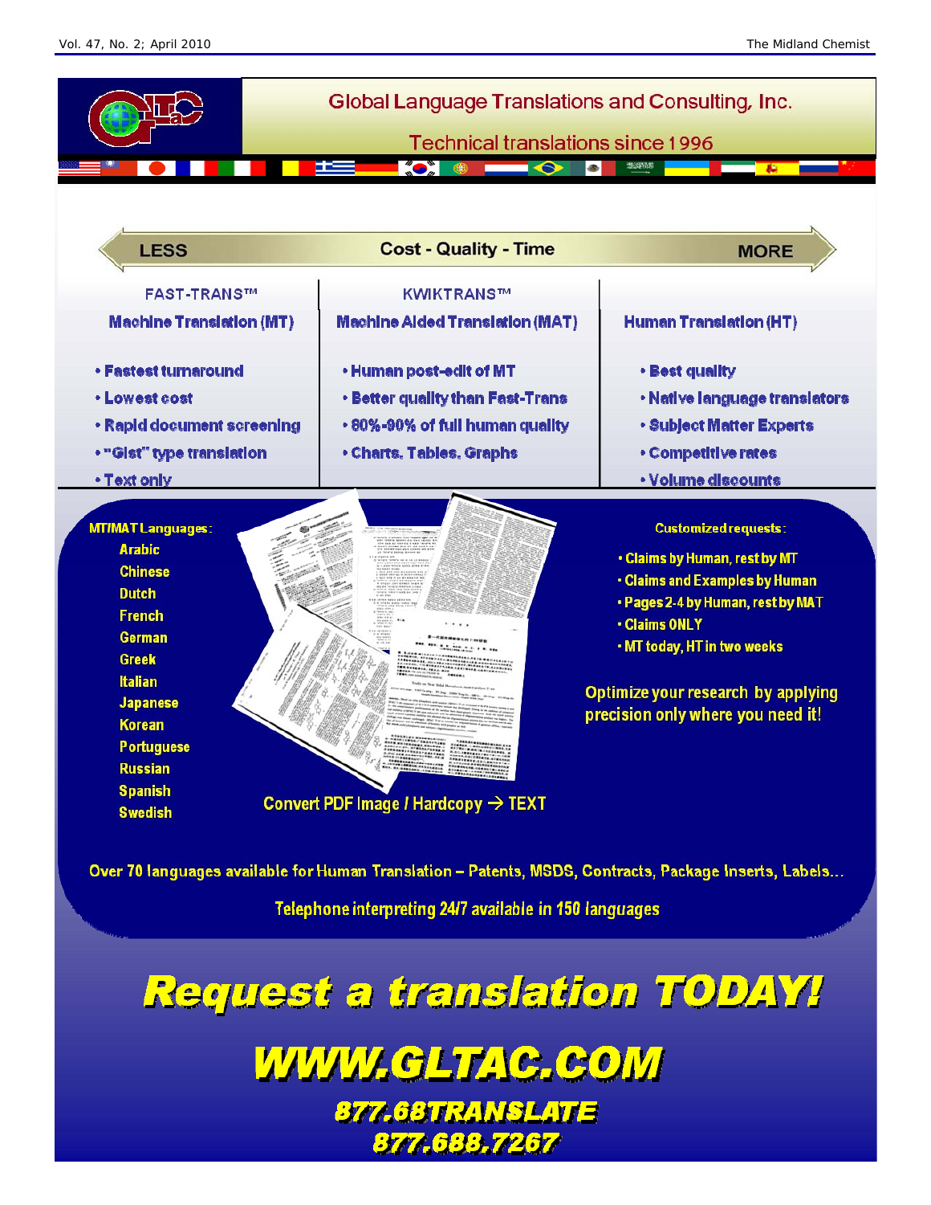# Global Language Translations and Consulting, Inc.

## Technical translations since 1996

| LESS | Cost - Quality - Time | MORE |
|---|---|---|
| FAST-TRANS™ | KWIKTRANS™ | |
| **Machine Translation (MT)** | **Machine Aided Translation (MAT)** | **Human Translation (HT)** |
| • Fastest turnaround | • Human post-edit of MT | • Best quality |
| • Lowest cost | • Better quality than Fast-Trans | • Native language translators |
| • Rapid document screening | • 80%-90% of full human quality | • Subject Matter Experts |
| • "Gist" type translation | • Charts, Tables, Graphs | • Competitive rates |
| • Text only | | • Volume discounts |

**MT/MAT Languages:**

- Arabic
- Chinese
- Dutch
- French
- German
- Greek
- Italian
- Japanese
- Korean
- Portuguese
- Russian
- Spanish
- Swedish

Convert PDF Image / Hardcopy → TEXT

**Customized requests:**

- Claims by Human, rest by MT
- Claims and Examples by Human
- Pages 2-4 by Human, rest by MAT
- Claims ONLY
- MT today, HT in two weeks

Optimize your research by applying precision only where you need it!

Over 70 languages available for Human Translation – Patents, MSDS, Contracts, Package Inserts, Labels...

Telephone interpreting 24/7 available in 150 languages

# ***Request a translation TODAY!***

# ***WWW.GLTAC.COM***

***877.68TRANSLATE***

***877.688.7267***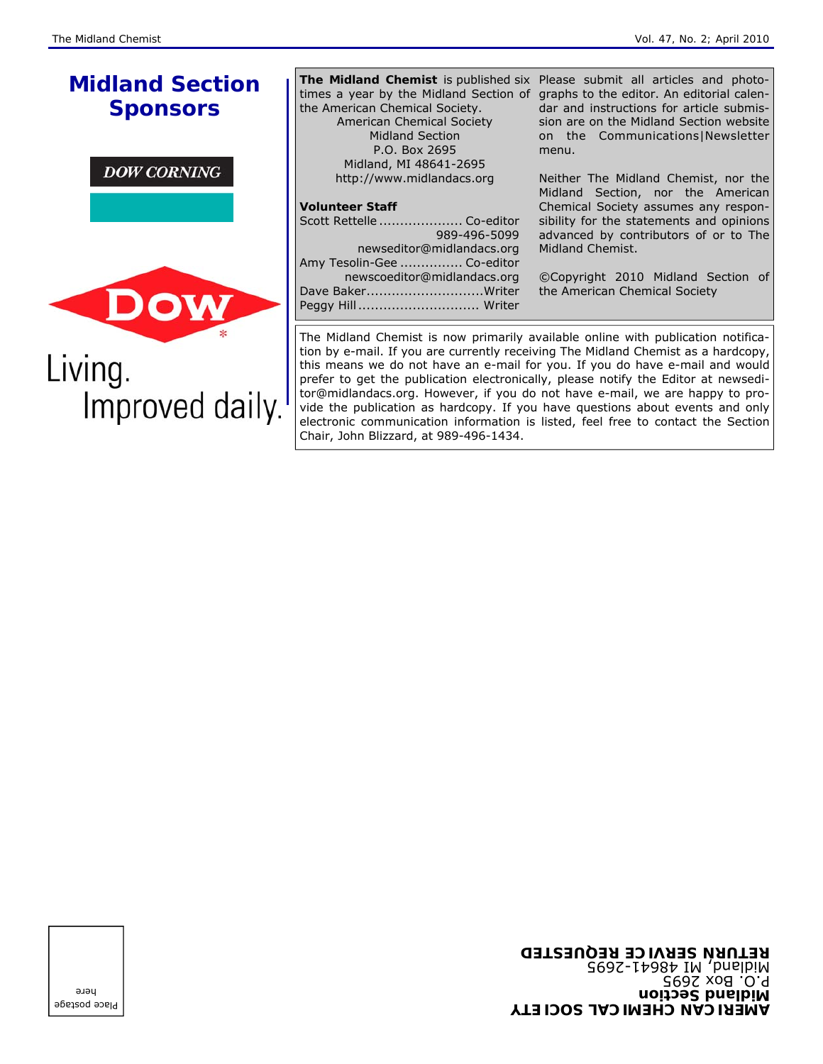## Midland Section Sponsors

DOW CORNING

DOW

Living. Improved daily.

**The Midland Chemist** is published six times a year by the Midland Section of the American Chemical Society.

American Chemical Society
Midland Section
P.O. Box 2695
Midland, MI 48641-2695
http://www.midlandacs.org

**Volunteer Staff**

Scott Rettelle .................... Co-editor
989-496-5099
newseditor@midlandacs.org
Amy Tesolin-Gee ............... Co-editor
newscoeditor@midlandacs.org
Dave Baker............................Writer
Peggy Hill ............................. Writer

Please submit all articles and photographs to the editor. An editorial calendar and instructions for article submission are on the Midland Section website on the Communications|Newsletter menu.

Neither The Midland Chemist, nor the Midland Section, nor the American Chemical Society assumes any responsibility for the statements and opinions advanced by contributors of or to The Midland Chemist.

©Copyright 2010 Midland Section of the American Chemical Society

The Midland Chemist is now primarily available online with publication notification by e-mail. If you are currently receiving The Midland Chemist as a hardcopy, this means we do not have an e-mail for you. If you do have e-mail and would prefer to get the publication electronically, please notify the Editor at newseditor@midlandacs.org. However, if you do not have e-mail, we are happy to provide the publication as hardcopy. If you have questions about events and only electronic communication information is listed, feel free to contact the Section Chair, John Blizzard, at 989-496-1434.

**AMERICAN CHEMICAL SOCIETY**
**Midland Section**
P.O. Box 2695
Midland, MI 48641-2695
**RETURN SERVICE REQUESTED**

Place postage here